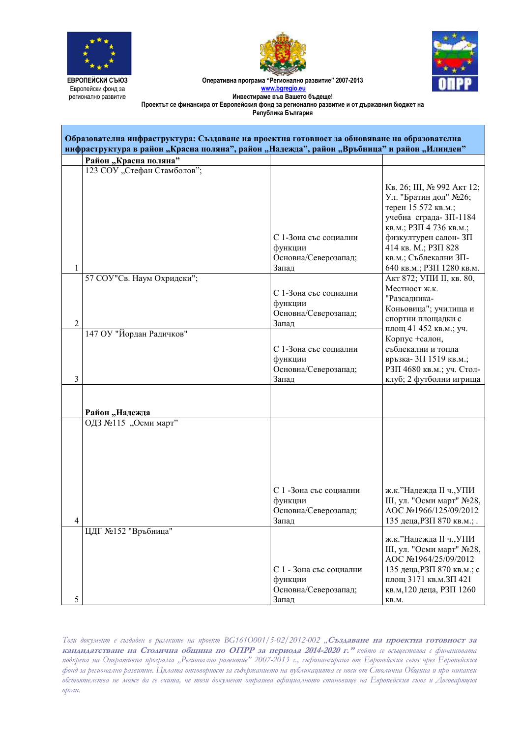ЕВРОПЕЙСКИ СЪЮЗ
Европейски фонд за регионално развитие

Оперативна програма "Регионално развитие" 2007-2013
www.bgregio.eu
Инвестираме във Вашето бъдеще!
Проектът се финансира от Европейския фонд за регионално развитие и от държавния бюджет на Република България

ОПРР

| **Образователна инфраструктура: Създаване на проектна готовност за обновяване на образователна инфраструктура в район „Красна поляна", район „Надежда", район „Връбница" и район „Илинден"** | | | |
|---|---|---|---|
| | **Район „Красна поляна"** | | |
| 1 | 123 СОУ „Стефан Стамболов"; | С 1-Зона със социални функции Основна/Северозапад; Запад | Кв. 26; III, № 992 Акт 12; Ул. "Братин дол" №26; терен 15 572 кв.м.; учебна сграда- ЗП-1184 кв.м.; РЗП 4 736 кв.м.; физкултурен салон- ЗП 414 кв. М.; РЗП 828 кв.м.; Съблекални ЗП-640 кв.м.; РЗП 1280 кв.м. |
| 2 | 57 СОУ"Св. Наум Охридски"; | С 1-Зона със социални функции Основна/Северозапад; Запад | Акт 872; УПИ II, кв. 80, Местност ж.к. "Разсадника-Коньовица"; училища и спортни площадки с площ 41 452 кв.м.; уч. Корпус +салон, съблекални и топла връзка- ЗП 1519 кв.м.; РЗП 4680 кв.м.; уч. Стол-клуб; 2 футболни игрища |
| 3 | 147 ОУ "Йордан Радичков" | С 1-Зона със социални функции Основна/Северозапад; Запад | |
| | **Район „Надежда** | | |
| 4 | ОДЗ №115 „Осми март" | С 1 -Зона със социални функции Основна/Северозапад; Запад | ж.к."Надежда II ч.,УПИ III, ул. "Осми март" №28, АОС №1966/125/09/2012 135 деца,РЗП 870 кв.м.; . |
| 5 | ЦДГ №152 "Връбница" | С 1 - Зона със социални функции Основна/Северозапад; Запад | ж.к."Надежда II ч.,УПИ III, ул. "Осми март" №28, АОС №1964/25/09/2012 135 деца,РЗП 870 кв.м.; с площ 3171 кв.м.ЗП 421 кв.м,120 деца, РЗП 1260 кв.м. |

*Този документ е създаден в рамките на проект BG161O001/5-02/2012-002 **„Създаване на проектна готовност за кандидатстване на Столична община по ОПРР за периода 2014-2020 г."** който се осъществява с финансовата подкрепа на Оперативна програма „Регионално развитие" 2007-2013 г., съфинансирана от Европейския съюз чрез Европейския фонд за регионално развитие. Цялата отговорност за съдържанието на публикацията се носи от Столична Община и при никакви обстоятелства не може да се счита, че този документ отразява официалното становище на Европейския съюз и Договарящия орган.*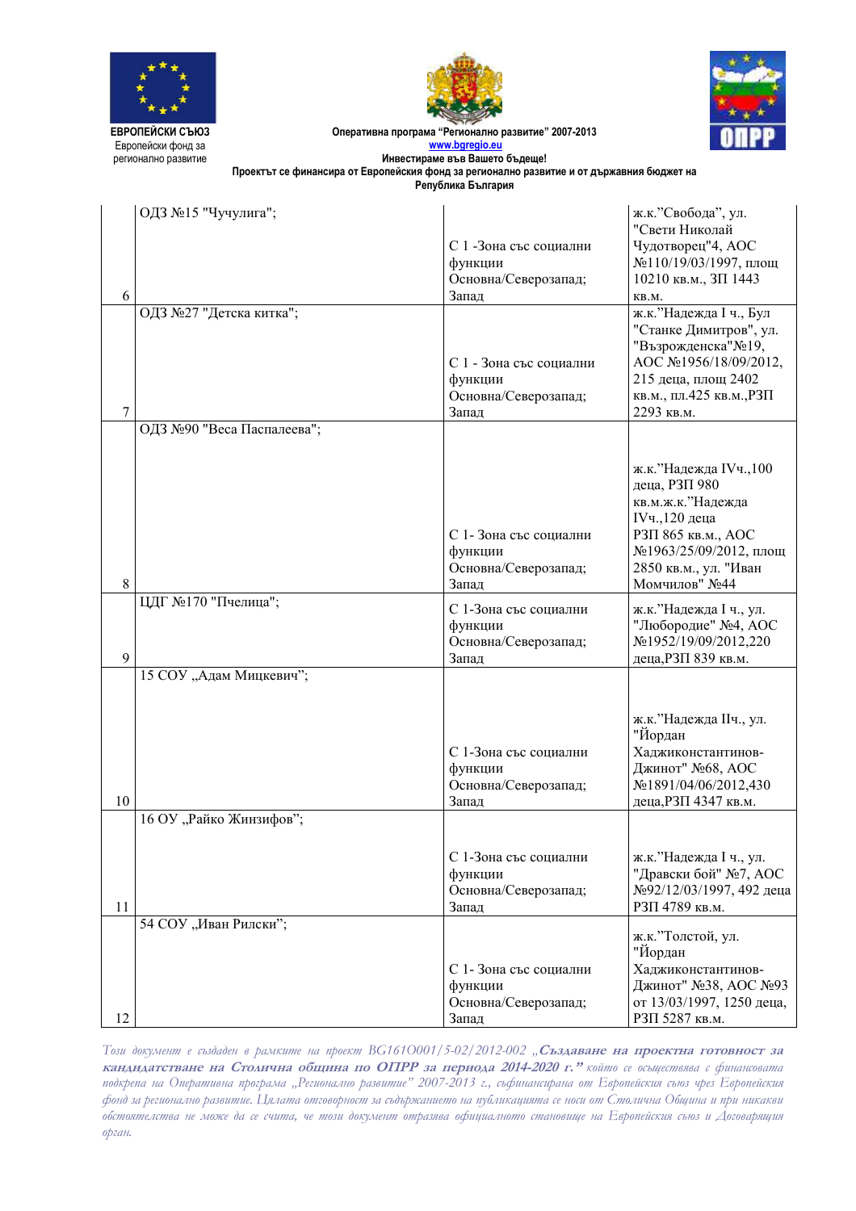| | | | |
|---|---|---|---|
| 6 | ОДЗ №15 "Чучулига"; | С 1 -Зона със социални функции Основна/Северозапад; Запад | ж.к."Свобода", ул. "Свети Николай Чудотворец"4, АОС №110/19/03/1997, площ 10210 кв.м., ЗП 1443 кв.м. |
| 7 | ОДЗ №27 "Детска китка"; | С 1 - Зона със социални функции Основна/Северозапад; Запад | ж.к."Надежда I ч., Бул "Станке Димитров", ул. "Възрожденска"№19, АОС №1956/18/09/2012, 215 деца, площ 2402 кв.м., пл.425 кв.м.,РЗП 2293 кв.м. |
| 8 | ОДЗ №90 "Веса Паспалеева"; | С 1- Зона със социални функции Основна/Северозапад; Запад | ж.к."Надежда IVч.,100 деца, РЗП 980 кв.м.ж.к."Надежда IVч.,120 деца РЗП 865 кв.м., АОС №1963/25/09/2012, площ 2850 кв.м., ул. "Иван Момчилов" №44 |
| 9 | ЦДГ №170 "Пчелица"; | С 1-Зона със социални функции Основна/Северозапад; Запад | ж.к."Надежда I ч., ул. "Любородие" №4, АОС №1952/19/09/2012,220 деца,РЗП 839 кв.м. |
| 10 | 15 СОУ „Адам Мицкевич"; | С 1-Зона със социални функции Основна/Северозапад; Запад | ж.к."Надежда IIч., ул. "Йордан Хаджиконстантинов-Джинот" №68, АОС №1891/04/06/2012,430 деца,РЗП 4347 кв.м. |
| 11 | 16 ОУ „Райко Жинзифов"; | С 1-Зона със социални функции Основна/Северозапад; Запад | ж.к."Надежда I ч., ул. "Дравски бой" №7, АОС №92/12/03/1997, 492 деца РЗП 4789 кв.м. |
| 12 | 54 СОУ „Иван Рилски"; | С 1- Зона със социални функции Основна/Северозапад; Запад | ж.к."Толстой, ул. "Йордан Хаджиконстантинов-Джинот" №38, АОС №93 от 13/03/1997, 1250 деца, РЗП 5287 кв.м. |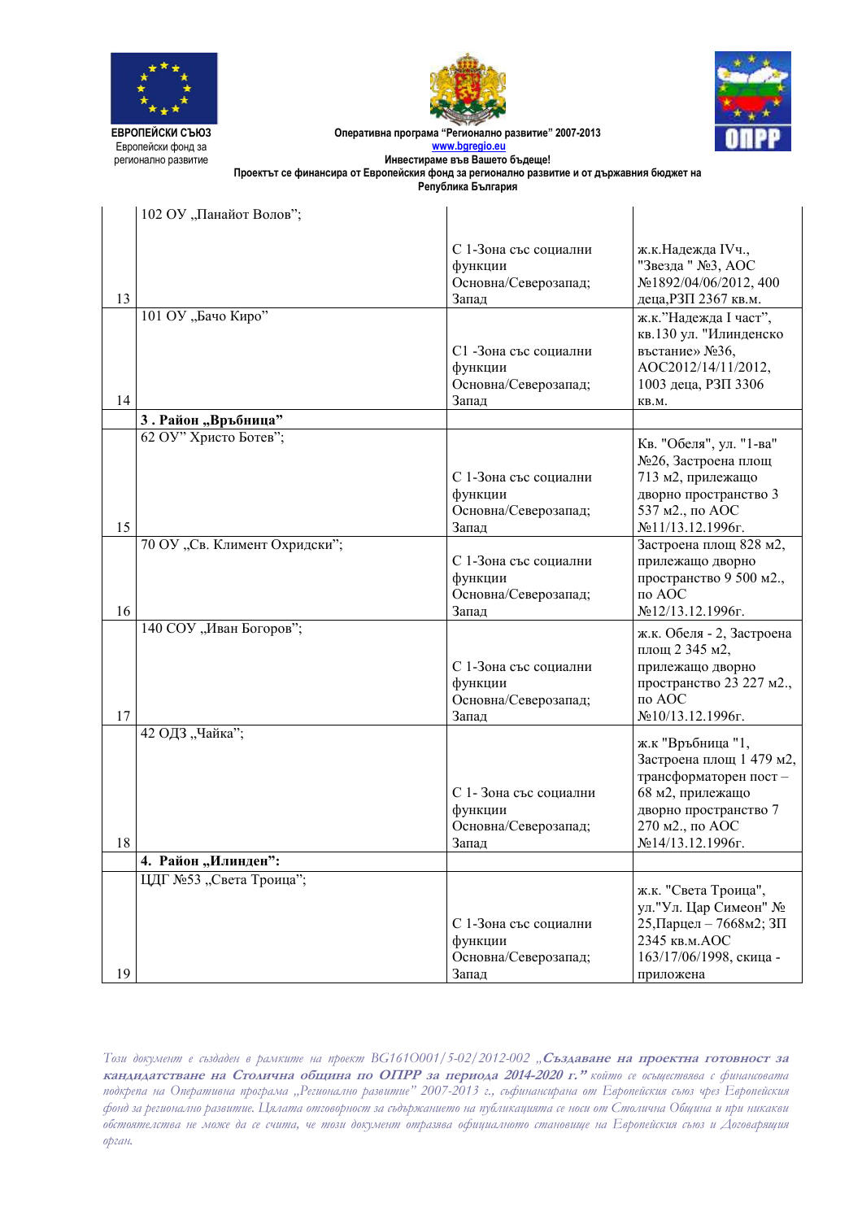| | | | |
|---|---|---|---|
| 13 | 102 ОУ „Панайот Волов"; | С 1-Зона със социални функции Основна/Северозапад; Запад | ж.к.Надежда IVч., "Звезда " №3, АОС №1892/04/06/2012, 400 деца,РЗП 2367 кв.м. |
| 14 | 101 ОУ „Бачо Киро" | С1 -Зона със социални функции Основна/Северозапад; Запад | ж.к."Надежда I част", кв.130 ул. "Илинденско въстание» №36, АОС2012/14/11/2012, 1003 деца, РЗП 3306 кв.м. |
| | **3 . Район „Връбница"** | | |
| 15 | 62 ОУ" Христо Ботев"; | С 1-Зона със социални функции Основна/Северозапад; Запад | Кв. "Обеля", ул. "1-ва" №26, Застроена площ 713 м2, прилежащо дворно пространство 3 537 м2., по АОС №11/13.12.1996г. |
| 16 | 70 ОУ „Св. Климент Охридски"; | С 1-Зона със социални функции Основна/Северозапад; Запад | Застроена площ 828 м2, прилежащо дворно пространство 9 500 м2., по АОС №12/13.12.1996г. |
| 17 | 140 СОУ „Иван Богоров"; | С 1-Зона със социални функции Основна/Северозапад; Запад | ж.к. Обеля - 2, Застроена площ 2 345 м2, прилежащо дворно пространство 23 227 м2., по АОС №10/13.12.1996г. |
| 18 | 42 ОДЗ „Чайка"; | С 1- Зона със социални функции Основна/Северозапад; Запад | ж.к "Връбница "1, Застроена площ 1 479 м2, трансформаторен пост – 68 м2, прилежащо дворно пространство 7 270 м2., по АОС №14/13.12.1996г. |
| | **4. Район „Илинден":** | | |
| 19 | ЦДГ №53 „Света Троица"; | С 1-Зона със социални функции Основна/Северозапад; Запад | ж.к. "Света Троица", ул."Ул. Цар Симеон" № 25,Парцел – 7668м2; ЗП 2345 кв.м.АОС 163/17/06/1998, скица - приложена |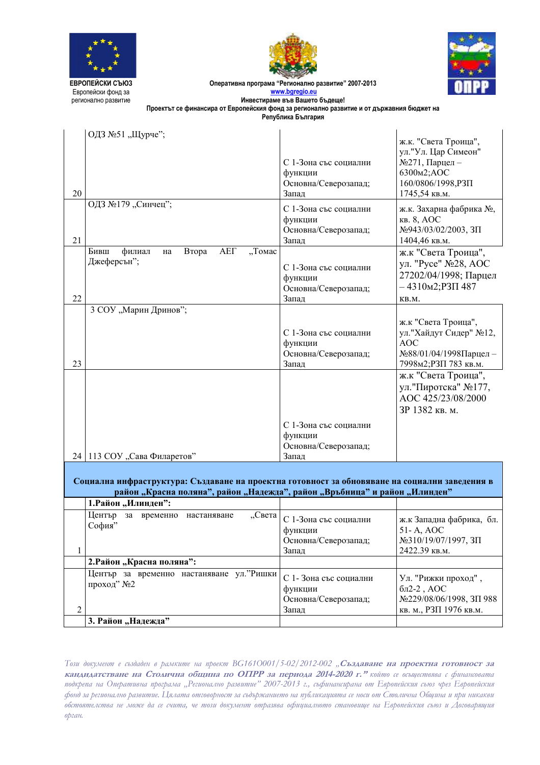| | | | |
|---|---|---|---|
| 20 | ОДЗ №51 „Щурче"; | С 1-Зона със социални функции Основна/Северозапад; Запад | ж.к. "Света Троица", ул."Ул. Цар Симеон" №271, Парцел – 6300м2;АОС 160/0806/1998,РЗП 1745,54 кв.м. |
| 21 | ОДЗ №179 „Синчец"; | С 1-Зона със социални функции Основна/Северозапад; Запад | ж.к. Захарна фабрика №, кв. 8, АОС №943/03/02/2003, ЗП 1404,46 кв.м. |
| 22 | Бивш филиал на Втора АЕГ „Томас Джеферсън"; | С 1-Зона със социални функции Основна/Северозапад; Запад | ж.к "Света Троица", ул. "Русе" №28, АОС 27202/04/1998; Парцел – 4310м2;РЗП 487 кв.м. |
| 23 | 3 СОУ „Марин Дринов"; | С 1-Зона със социални функции Основна/Северозапад; Запад | ж.к "Света Троица", ул."Хайдут Сидер" №12, АОС №88/01/04/1998Парцел – 7998м2;РЗП 783 кв.м. |
| 24 | 113 СОУ „Сава Филаретов" | С 1-Зона със социални функции Основна/Северозапад; Запад | ж.к "Света Троица", ул."Пиротска" №177, АОС 425/23/08/2000 ЗР 1382 кв. м. |
| **Социална инфраструктура: Създаване на проектна готовност за обновяване на социални заведения в район „Красна поляна", район „Надежда", район „Връбница" и район „Илинден"** | | | |
| | **1.Район „Илинден":** | | |
| 1 | Център за временно настаняване „Света София" | С 1-Зона със социални функции Основна/Северозапад; Запад | ж.к Западна фабрика, бл. 51- А, АОС №310/19/07/1997, ЗП 2422.39 кв.м. |
| | **2.Район „Красна поляна":** | | |
| 2 | Център за временно настаняване ул."Ришки проход" №2 | С 1- Зона със социални функции Основна/Северозапад; Запад | Ул. "Рижки проход" , бл2-2 , АОС №229/08/06/1998, ЗП 988 кв. м., РЗП 1976 кв.м. |
| | **3. Район „Надежда"** | | |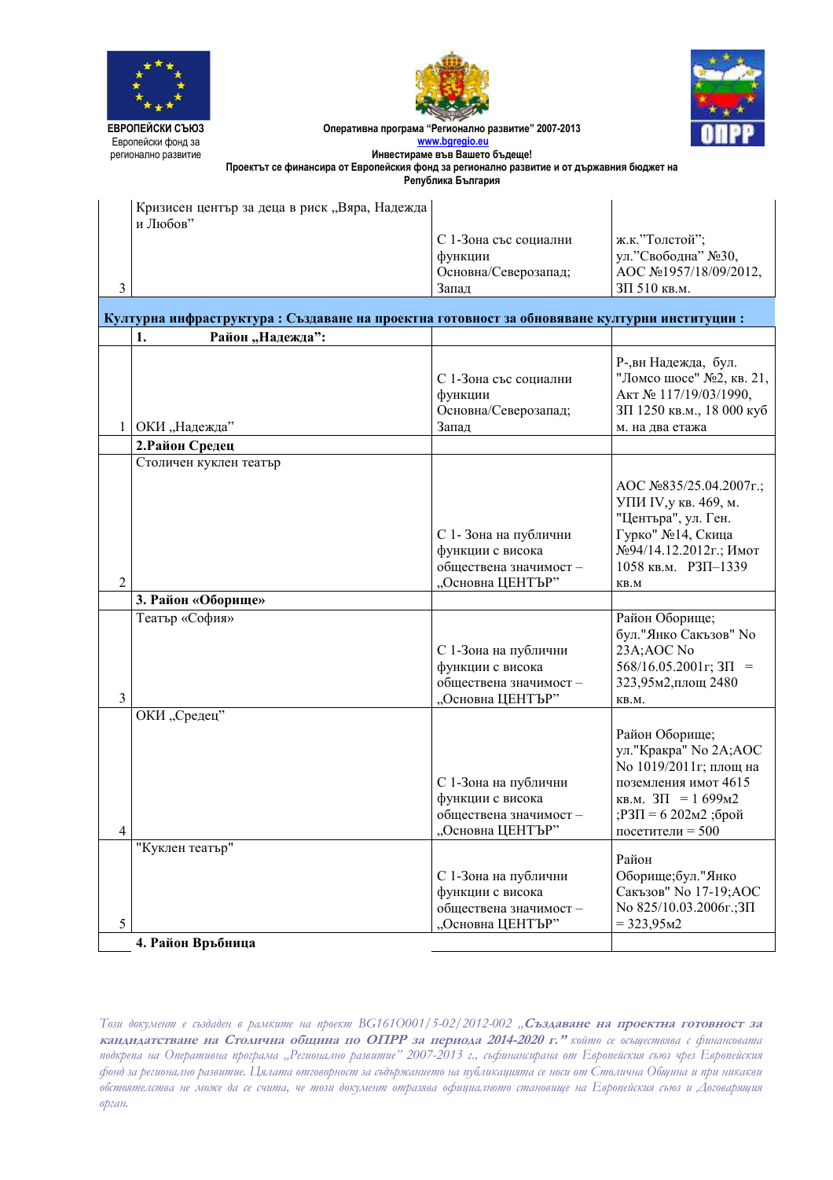| | | | |
|---|---|---|---|
| 3 | Кризисен център за деца в риск „Вяра, Надежда и Любов” | С 1-Зона със социални функции Основна/Северозапад; Запад | ж.к.”Толстой”; ул.”Свободна” №30, АОС №1957/18/09/2012, ЗП 510 кв.м. |
| **Културна инфраструктура : Създаване на проектна готовност за обновяване културни институции :** | | | |
| | **1. Район „Надежда”:** | | |
| 1 | ОКИ „Надежда” | С 1-Зона със социални функции Основна/Северозапад; Запад | Р-,вн Надежда, бул. "Ломсо шосе" №2, кв. 21, Акт № 117/19/03/1990, ЗП 1250 кв.м., 18 000 куб м. на два етажа |
| | **2.Район Средец** | | |
| 2 | Столичен куклен театър | С 1- Зона на публични функции с висока обществена значимост – „Основна ЦЕНТЪР” | АОС №835/25.04.2007г.; УПИ IV,у кв. 469, м. "Центъра", ул. Ген. Гурко" №14, Скица №94/14.12.2012г.; Имот 1058 кв.м. РЗП–1339 кв.м |
| | **3. Район «Оборище»** | | |
| 3 | Театър «София» | С 1-Зона на публични функции с висока обществена значимост – „Основна ЦЕНТЪР” | Район Оборище; бул."Янко Сакъзов" No 23А;АОС No 568/16.05.2001г; ЗП = 323,95м2,площ 2480 кв.м. |
| 4 | ОКИ „Средец” | С 1-Зона на публични функции с висока обществена значимост – „Основна ЦЕНТЪР” | Район Оборище; ул."Кракра" No 2А;АОС No 1019/2011г; площ на поземления имот 4615 кв.м. ЗП = 1 699м2 ;РЗП = 6 202м2 ;брой посетители = 500 |
| 5 | "Куклен театър" | С 1-Зона на публични функции с висока обществена значимост – „Основна ЦЕНТЪР” | Район Оборище;бул."Янко Сакъзов" No 17-19;АОС No 825/10.03.2006г.;ЗП = 323,95м2 |
| | **4. Район Връбница** | | |

*Този документ е създаден в рамките на проект BG161O001/5-02/2012-002* ***„Създаване на проектна готовност за кандидатстване на Столична община по ОПРР за периода 2014-2020 г.”*** *който се осъществява с финансовата подкрепа на Оперативна програма „Регионално развитие” 2007-2013 г., съфинансирана от Европейския съюз чрез Европейския фонд за регионално развитие. Цялата отговорност за съдържанието на публикацията се носи от Столична Община и при никакви обстоятелства не може да се счита, че този документ отразява официалното становище на Европейския съюз и Договарящия орган.*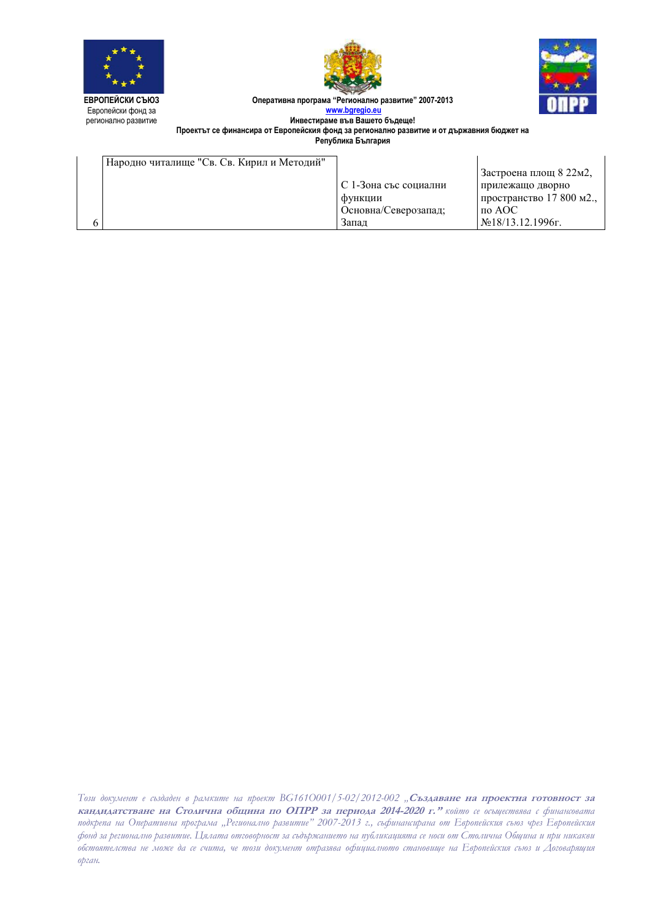| | | | |
|---|---|---|---|
| 6 | Народно читалище "Св. Св. Кирил и Методий" | С 1-Зона със социални функции Основна/Северозапад; Запад | Застроена площ 8 22м2, прилежащо дворно пространство 17 800 м2., по АОС №18/13.12.1996г. |

*Този документ е създаден в рамките на проект BG161O001/5-02/2012-002 „**Създаване на проектна готовност за кандидатстване на Столична община по ОПРР за периода 2014-2020 г.**" който се осъществява с финансовата подкрепа на Оперативна програма „Регионално развитие" 2007-2013 г., съфинансирана от Европейския съюз чрез Европейския фонд за регионално развитие. Цялата отговорност за съдържанието на публикацията се носи от Столична Община и при никакви обстоятелства не може да се счита, че този документ отразява официалното становище на Европейския съюз и Договарящия орган.*